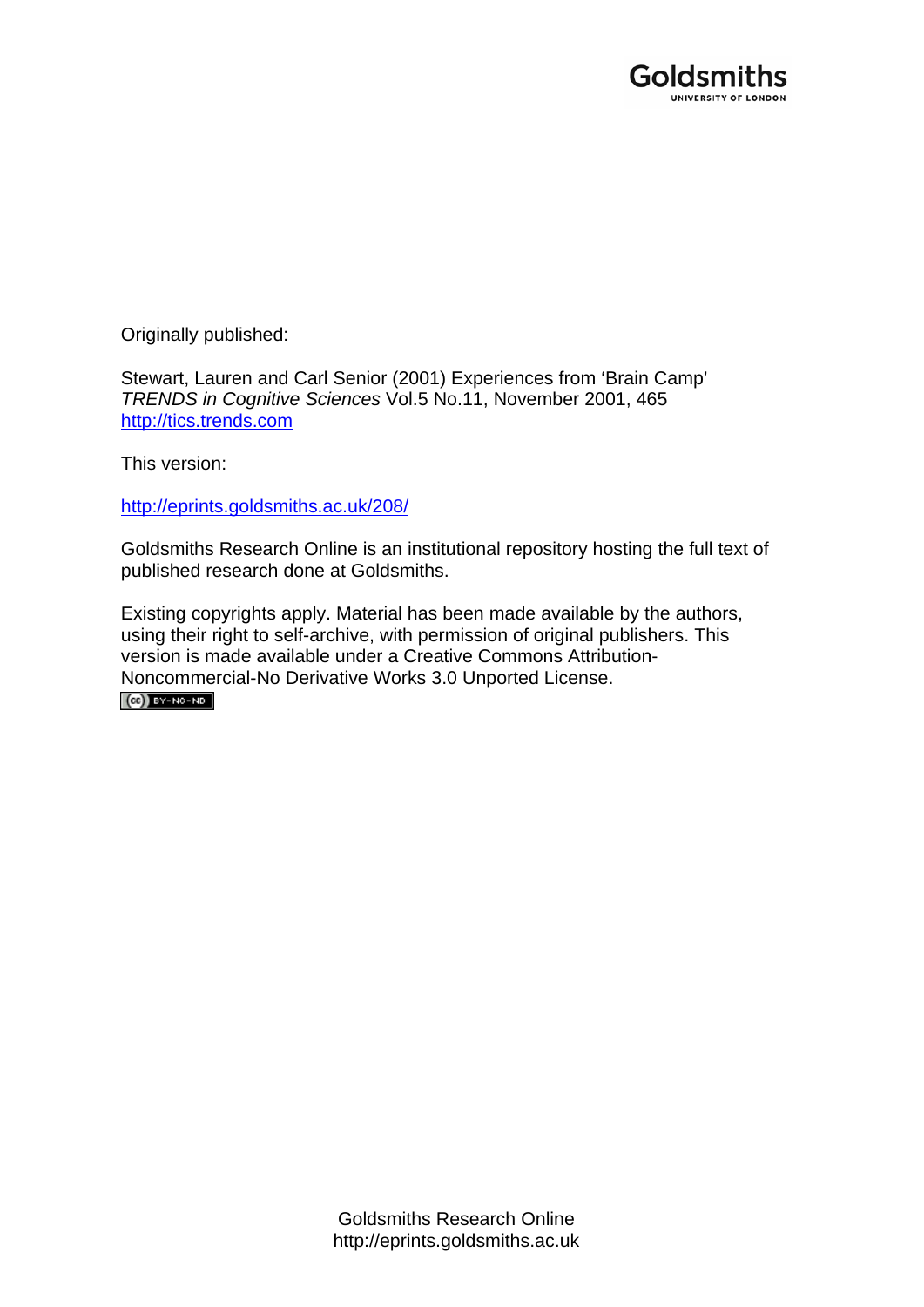Goldsmiths
UNIVERSITY OF LONDON

Originally published:

Stewart, Lauren and Carl Senior (2001) Experiences from 'Brain Camp' *TRENDS in Cognitive Sciences* Vol.5 No.11, November 2001, 465
http://tics.trends.com

This version:

http://eprints.goldsmiths.ac.uk/208/

Goldsmiths Research Online is an institutional repository hosting the full text of published research done at Goldsmiths.

Existing copyrights apply. Material has been made available by the authors, using their right to self-archive, with permission of original publishers. This version is made available under a Creative Commons Attribution-Noncommercial-No Derivative Works 3.0 Unported License.

Goldsmiths Research Online
http://eprints.goldsmiths.ac.uk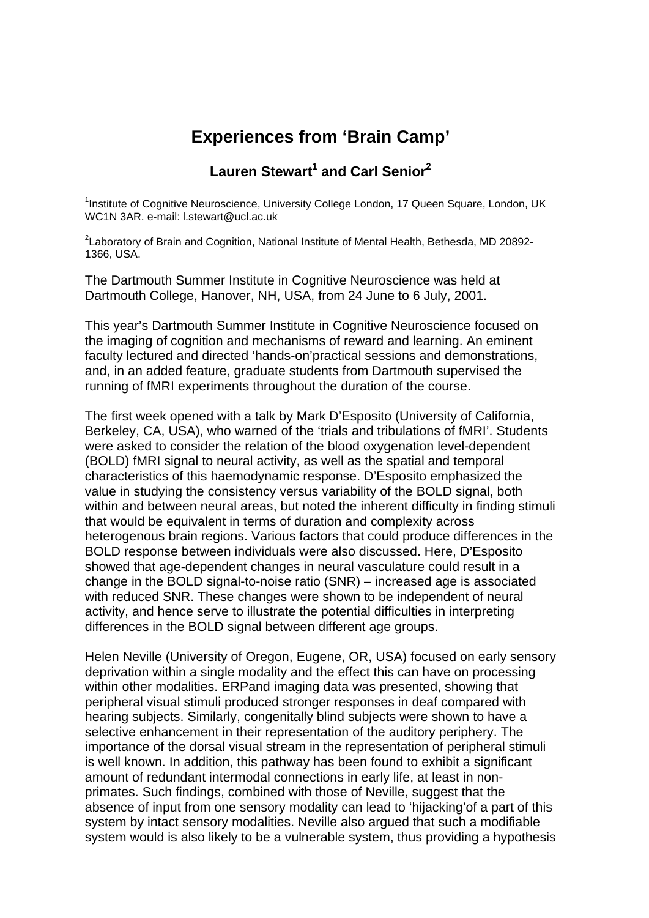# Experiences from 'Brain Camp'

**Lauren Stewart[1] and Carl Senior[2]**

[1]Institute of Cognitive Neuroscience, University College London, 17 Queen Square, London, UK WC1N 3AR. e-mail: l.stewart@ucl.ac.uk

[2]Laboratory of Brain and Cognition, National Institute of Mental Health, Bethesda, MD 20892-1366, USA.

The Dartmouth Summer Institute in Cognitive Neuroscience was held at Dartmouth College, Hanover, NH, USA, from 24 June to 6 July, 2001.

This year's Dartmouth Summer Institute in Cognitive Neuroscience focused on the imaging of cognition and mechanisms of reward and learning. An eminent faculty lectured and directed 'hands-on'practical sessions and demonstrations, and, in an added feature, graduate students from Dartmouth supervised the running of fMRI experiments throughout the duration of the course.

The first week opened with a talk by Mark D'Esposito (University of California, Berkeley, CA, USA), who warned of the 'trials and tribulations of fMRI'. Students were asked to consider the relation of the blood oxygenation level-dependent (BOLD) fMRI signal to neural activity, as well as the spatial and temporal characteristics of this haemodynamic response. D'Esposito emphasized the value in studying the consistency versus variability of the BOLD signal, both within and between neural areas, but noted the inherent difficulty in finding stimuli that would be equivalent in terms of duration and complexity across heterogenous brain regions. Various factors that could produce differences in the BOLD response between individuals were also discussed. Here, D'Esposito showed that age-dependent changes in neural vasculature could result in a change in the BOLD signal-to-noise ratio (SNR) – increased age is associated with reduced SNR. These changes were shown to be independent of neural activity, and hence serve to illustrate the potential difficulties in interpreting differences in the BOLD signal between different age groups.

Helen Neville (University of Oregon, Eugene, OR, USA) focused on early sensory deprivation within a single modality and the effect this can have on processing within other modalities. ERPand imaging data was presented, showing that peripheral visual stimuli produced stronger responses in deaf compared with hearing subjects. Similarly, congenitally blind subjects were shown to have a selective enhancement in their representation of the auditory periphery. The importance of the dorsal visual stream in the representation of peripheral stimuli is well known. In addition, this pathway has been found to exhibit a significant amount of redundant intermodal connections in early life, at least in non-primates. Such findings, combined with those of Neville, suggest that the absence of input from one sensory modality can lead to 'hijacking'of a part of this system by intact sensory modalities. Neville also argued that such a modifiable system would is also likely to be a vulnerable system, thus providing a hypothesis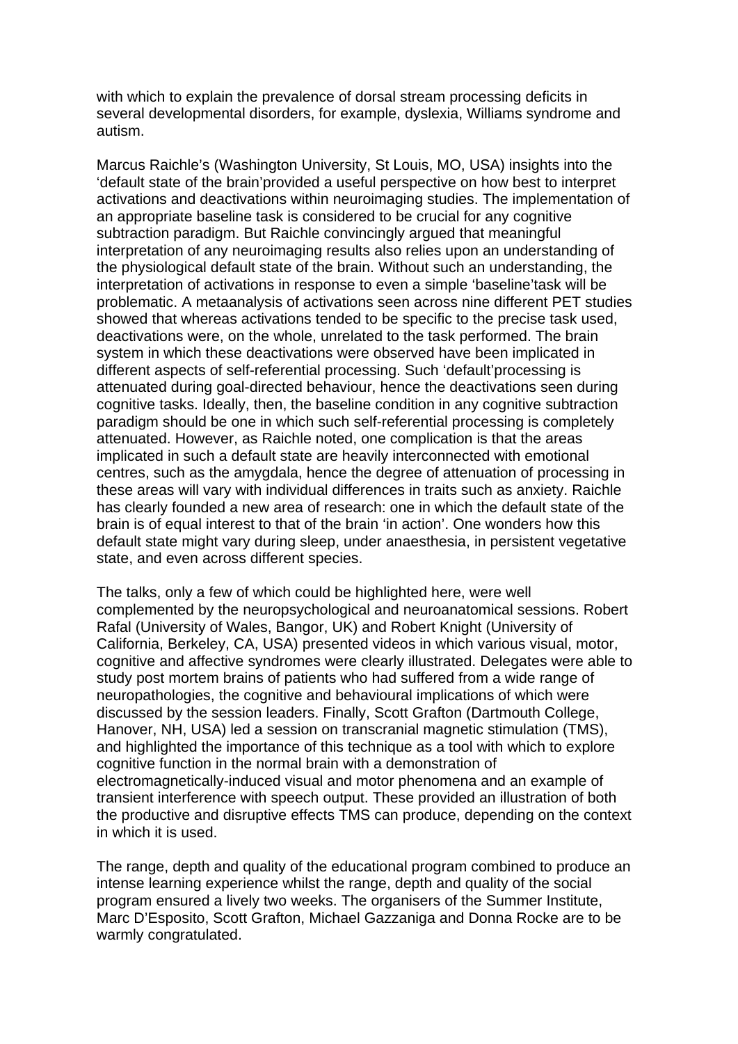with which to explain the prevalence of dorsal stream processing deficits in several developmental disorders, for example, dyslexia, Williams syndrome and autism.

Marcus Raichle's (Washington University, St Louis, MO, USA) insights into the 'default state of the brain'provided a useful perspective on how best to interpret activations and deactivations within neuroimaging studies. The implementation of an appropriate baseline task is considered to be crucial for any cognitive subtraction paradigm. But Raichle convincingly argued that meaningful interpretation of any neuroimaging results also relies upon an understanding of the physiological default state of the brain. Without such an understanding, the interpretation of activations in response to even a simple 'baseline'task will be problematic. A metaanalysis of activations seen across nine different PET studies showed that whereas activations tended to be specific to the precise task used, deactivations were, on the whole, unrelated to the task performed. The brain system in which these deactivations were observed have been implicated in different aspects of self-referential processing. Such 'default'processing is attenuated during goal-directed behaviour, hence the deactivations seen during cognitive tasks. Ideally, then, the baseline condition in any cognitive subtraction paradigm should be one in which such self-referential processing is completely attenuated. However, as Raichle noted, one complication is that the areas implicated in such a default state are heavily interconnected with emotional centres, such as the amygdala, hence the degree of attenuation of processing in these areas will vary with individual differences in traits such as anxiety. Raichle has clearly founded a new area of research: one in which the default state of the brain is of equal interest to that of the brain 'in action'. One wonders how this default state might vary during sleep, under anaesthesia, in persistent vegetative state, and even across different species.

The talks, only a few of which could be highlighted here, were well complemented by the neuropsychological and neuroanatomical sessions. Robert Rafal (University of Wales, Bangor, UK) and Robert Knight (University of California, Berkeley, CA, USA) presented videos in which various visual, motor, cognitive and affective syndromes were clearly illustrated. Delegates were able to study post mortem brains of patients who had suffered from a wide range of neuropathologies, the cognitive and behavioural implications of which were discussed by the session leaders. Finally, Scott Grafton (Dartmouth College, Hanover, NH, USA) led a session on transcranial magnetic stimulation (TMS), and highlighted the importance of this technique as a tool with which to explore cognitive function in the normal brain with a demonstration of electromagnetically-induced visual and motor phenomena and an example of transient interference with speech output. These provided an illustration of both the productive and disruptive effects TMS can produce, depending on the context in which it is used.

The range, depth and quality of the educational program combined to produce an intense learning experience whilst the range, depth and quality of the social program ensured a lively two weeks. The organisers of the Summer Institute, Marc D'Esposito, Scott Grafton, Michael Gazzaniga and Donna Rocke are to be warmly congratulated.